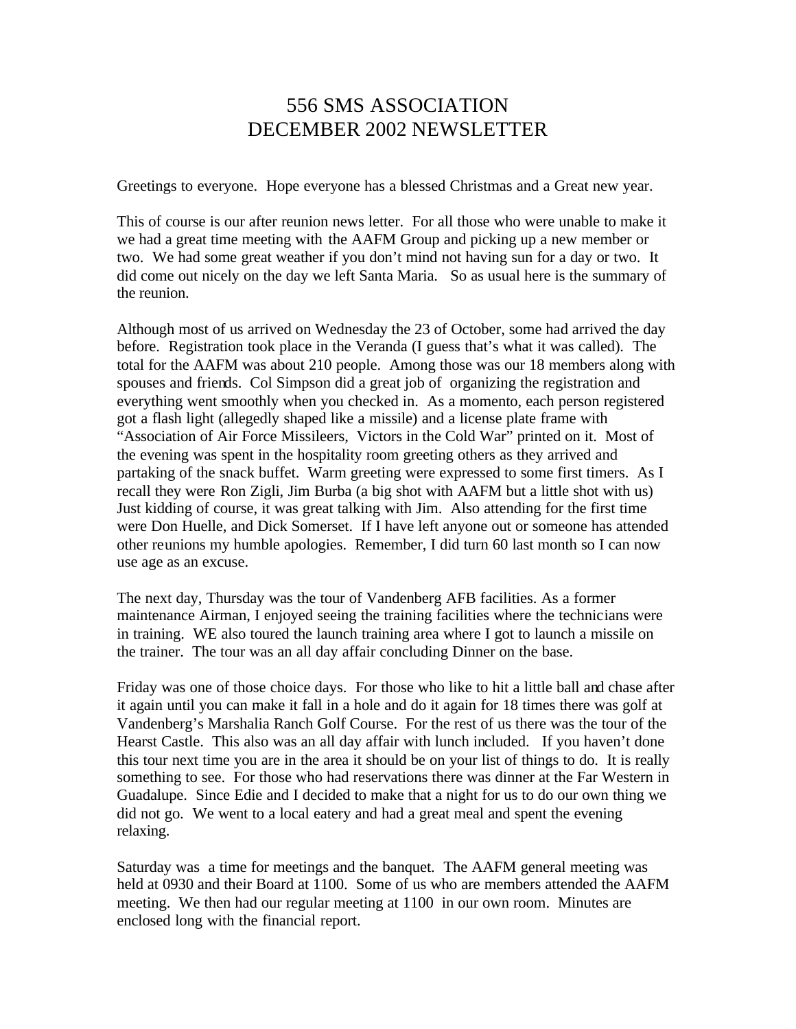# 556 SMS ASSOCIATION
# DECEMBER 2002 NEWSLETTER

Greetings to everyone. Hope everyone has a blessed Christmas and a Great new year.

This of course is our after reunion news letter. For all those who were unable to make it we had a great time meeting with the AAFM Group and picking up a new member or two. We had some great weather if you don't mind not having sun for a day or two. It did come out nicely on the day we left Santa Maria. So as usual here is the summary of the reunion.

Although most of us arrived on Wednesday the 23 of October, some had arrived the day before. Registration took place in the Veranda (I guess that's what it was called). The total for the AAFM was about 210 people. Among those was our 18 members along with spouses and friends. Col Simpson did a great job of organizing the registration and everything went smoothly when you checked in. As a momento, each person registered got a flash light (allegedly shaped like a missile) and a license plate frame with "Association of Air Force Missileers, Victors in the Cold War" printed on it. Most of the evening was spent in the hospitality room greeting others as they arrived and partaking of the snack buffet. Warm greeting were expressed to some first timers. As I recall they were Ron Zigli, Jim Burba (a big shot with AAFM but a little shot with us) Just kidding of course, it was great talking with Jim. Also attending for the first time were Don Huelle, and Dick Somerset. If I have left anyone out or someone has attended other reunions my humble apologies. Remember, I did turn 60 last month so I can now use age as an excuse.

The next day, Thursday was the tour of Vandenberg AFB facilities. As a former maintenance Airman, I enjoyed seeing the training facilities where the technicians were in training. WE also toured the launch training area where I got to launch a missile on the trainer. The tour was an all day affair concluding Dinner on the base.

Friday was one of those choice days. For those who like to hit a little ball and chase after it again until you can make it fall in a hole and do it again for 18 times there was golf at Vandenberg's Marshalia Ranch Golf Course. For the rest of us there was the tour of the Hearst Castle. This also was an all day affair with lunch included. If you haven't done this tour next time you are in the area it should be on your list of things to do. It is really something to see. For those who had reservations there was dinner at the Far Western in Guadalupe. Since Edie and I decided to make that a night for us to do our own thing we did not go. We went to a local eatery and had a great meal and spent the evening relaxing.

Saturday was a time for meetings and the banquet. The AAFM general meeting was held at 0930 and their Board at 1100. Some of us who are members attended the AAFM meeting. We then had our regular meeting at 1100 in our own room. Minutes are enclosed long with the financial report.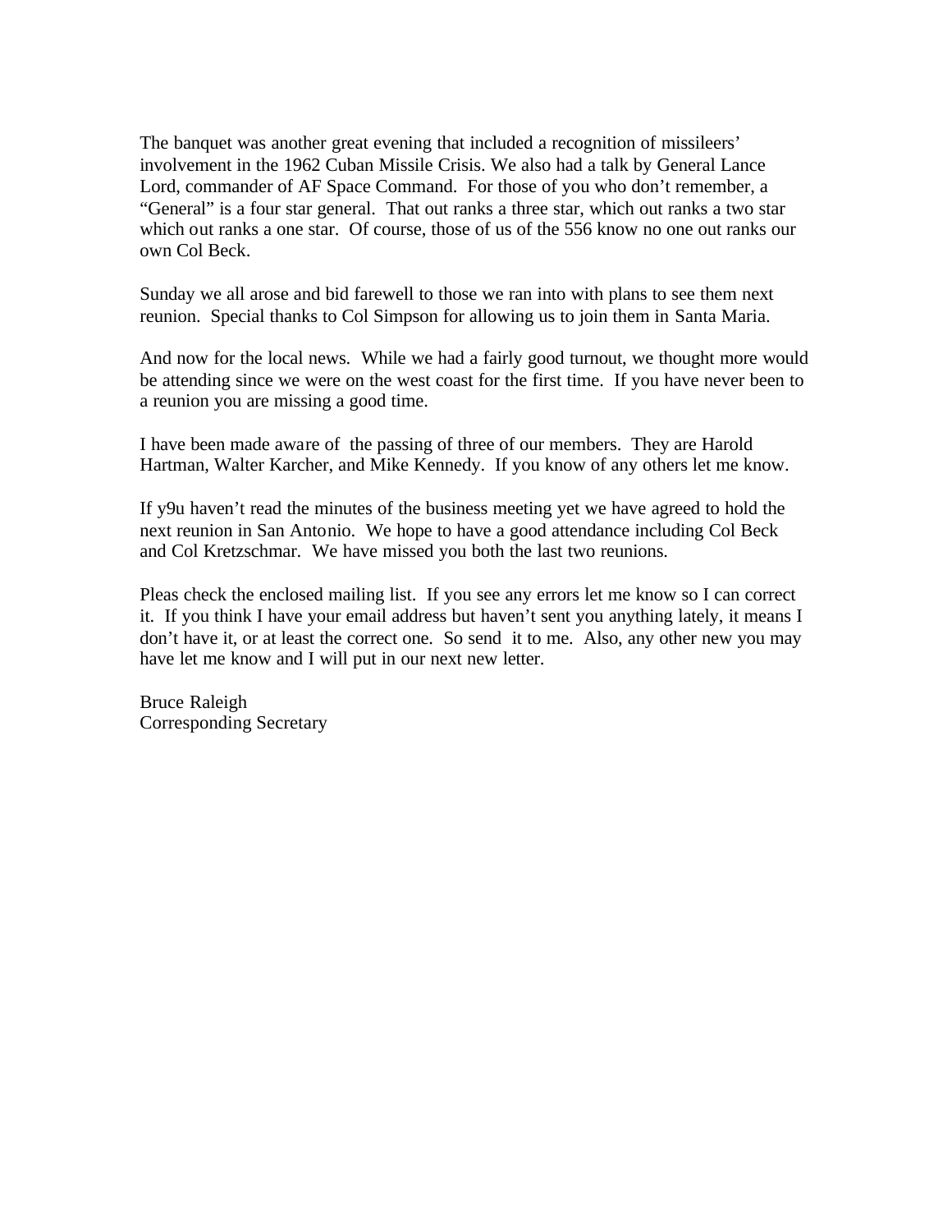The banquet was another great evening that included a recognition of missileers' involvement in the 1962 Cuban Missile Crisis. We also had a talk by General Lance Lord, commander of AF Space Command. For those of you who don't remember, a "General" is a four star general. That out ranks a three star, which out ranks a two star which out ranks a one star. Of course, those of us of the 556 know no one out ranks our own Col Beck.

Sunday we all arose and bid farewell to those we ran into with plans to see them next reunion. Special thanks to Col Simpson for allowing us to join them in Santa Maria.

And now for the local news. While we had a fairly good turnout, we thought more would be attending since we were on the west coast for the first time. If you have never been to a reunion you are missing a good time.

I have been made aware of the passing of three of our members. They are Harold Hartman, Walter Karcher, and Mike Kennedy. If you know of any others let me know.

If y9u haven't read the minutes of the business meeting yet we have agreed to hold the next reunion in San Antonio. We hope to have a good attendance including Col Beck and Col Kretzschmar. We have missed you both the last two reunions.

Pleas check the enclosed mailing list. If you see any errors let me know so I can correct it. If you think I have your email address but haven't sent you anything lately, it means I don't have it, or at least the correct one. So send it to me. Also, any other new you may have let me know and I will put in our next new letter.

Bruce Raleigh
Corresponding Secretary